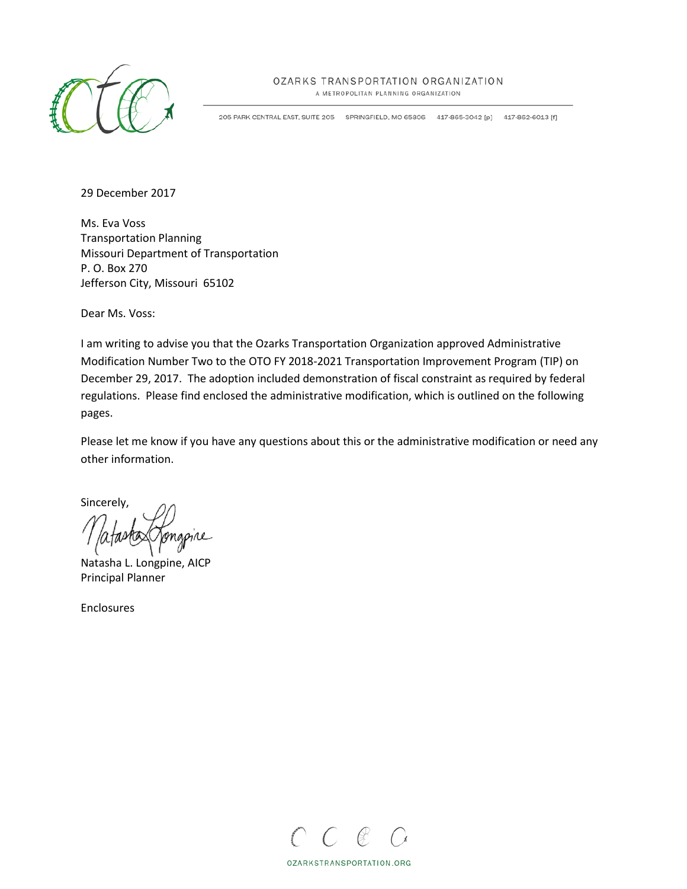OZARKS TRANSPORTATION ORGANIZATION
A METROPOLITAN PLANNING ORGANIZATION

205 PARK CENTRAL EAST, SUITE 205 SPRINGFIELD, MO 65806 417-865-3042 [p] 417-862-6013 [f]

29 December 2017

Ms. Eva Voss
Transportation Planning
Missouri Department of Transportation
P. O. Box 270
Jefferson City, Missouri 65102

Dear Ms. Voss:

I am writing to advise you that the Ozarks Transportation Organization approved Administrative Modification Number Two to the OTO FY 2018-2021 Transportation Improvement Program (TIP) on December 29, 2017. The adoption included demonstration of fiscal constraint as required by federal regulations. Please find enclosed the administrative modification, which is outlined on the following pages.

Please let me know if you have any questions about this or the administrative modification or need any other information.

Sincerely,

Natasha L. Longpine, AICP
Principal Planner

Enclosures

OZARKSTRANSPORTATION.ORG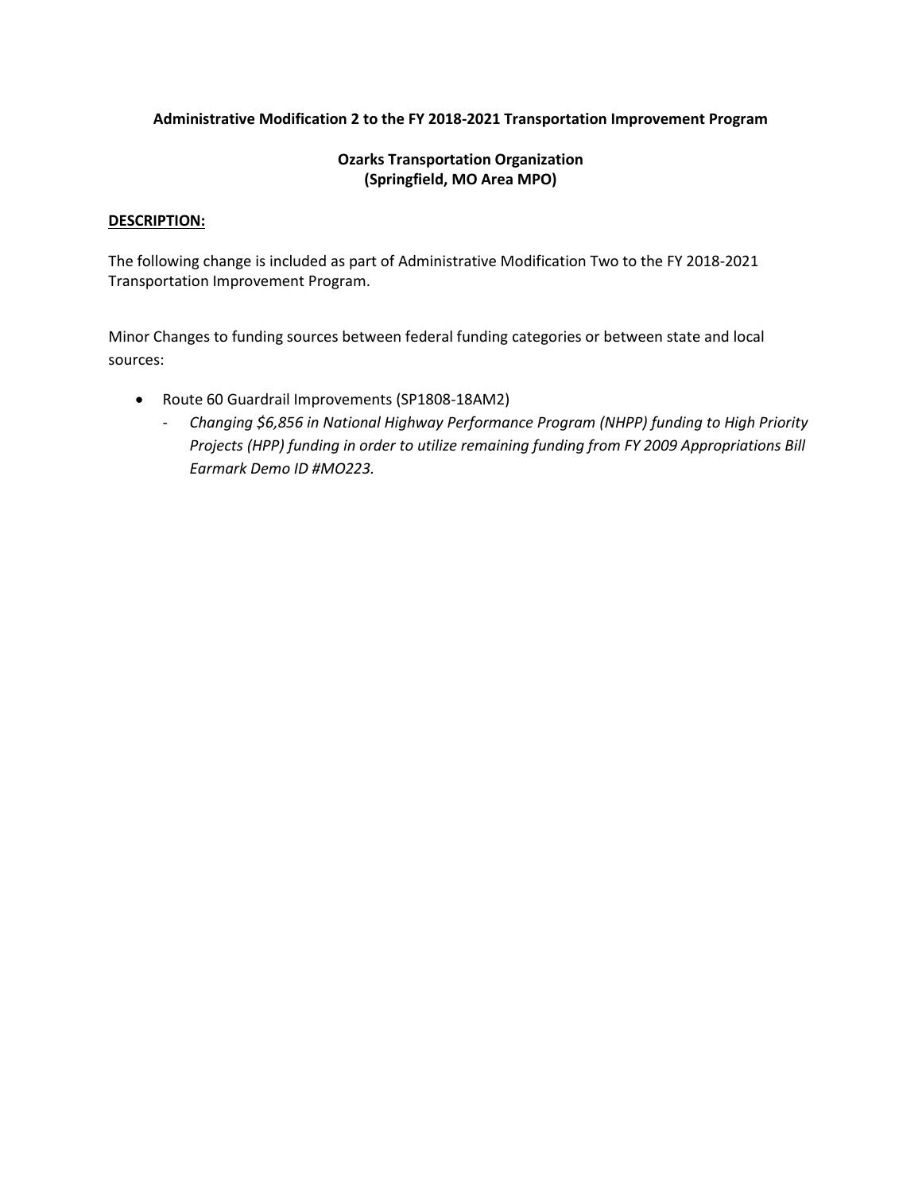**Administrative Modification 2 to the FY 2018-2021 Transportation Improvement Program**

**Ozarks Transportation Organization**
**(Springfield, MO Area MPO)**

**DESCRIPTION:**

The following change is included as part of Administrative Modification Two to the FY 2018-2021 Transportation Improvement Program.

Minor Changes to funding sources between federal funding categories or between state and local sources:

- Route 60 Guardrail Improvements (SP1808-18AM2)
  - *Changing $6,856 in National Highway Performance Program (NHPP) funding to High Priority Projects (HPP) funding in order to utilize remaining funding from FY 2009 Appropriations Bill Earmark Demo ID #MO223.*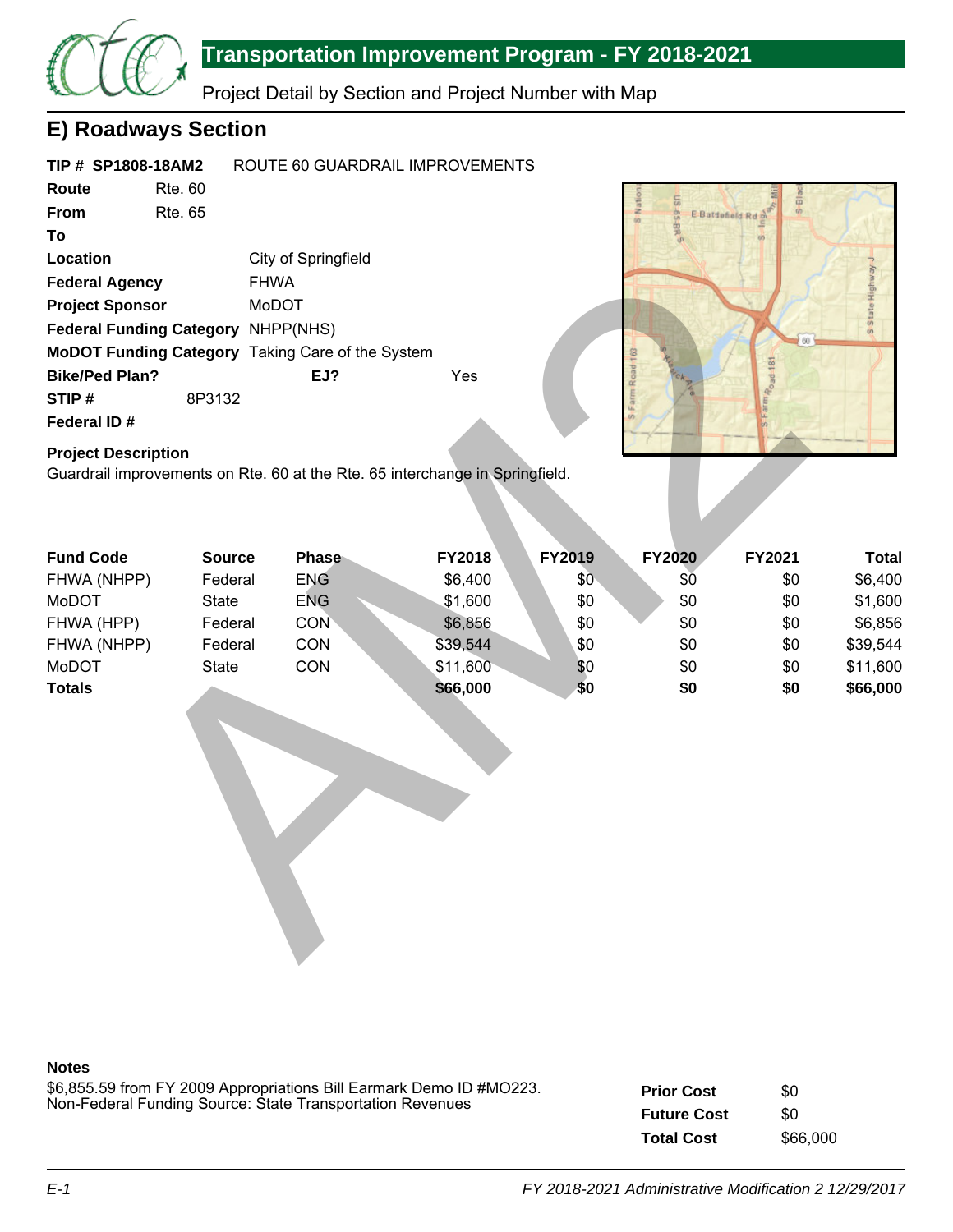# Transportation Improvement Program - FY 2018-2021

Project Detail by Section and Project Number with Map

## E) Roadways Section

**TIP # SP1808-18AM2** ROUTE 60 GUARDRAIL IMPROVEMENTS

**Route** Rte. 60

**From** Rte. 65

**To**

**Location** City of Springfield

**Federal Agency** FHWA

**Project Sponsor** MoDOT

**Federal Funding Category** NHPP(NHS)

**MoDOT Funding Category** Taking Care of the System

**Bike/Ped Plan?** **EJ?** Yes

**STIP #** 8P3132

**Federal ID #**

**Project Description**

Guardrail improvements on Rte. 60 at the Rte. 65 interchange in Springfield.

| Fund Code | Source | Phase | FY2018 | FY2019 | FY2020 | FY2021 | Total |
|---|---|---|---|---|---|---|---|
| FHWA (NHPP) | Federal | ENG | $6,400 | $0 | $0 | $0 | $6,400 |
| MoDOT | State | ENG | $1,600 | $0 | $0 | $0 | $1,600 |
| FHWA (HPP) | Federal | CON | $6,856 | $0 | $0 | $0 | $6,856 |
| FHWA (NHPP) | Federal | CON | $39,544 | $0 | $0 | $0 | $39,544 |
| MoDOT | State | CON | $11,600 | $0 | $0 | $0 | $11,600 |
| **Totals** | | | **$66,000** | **$0** | **$0** | **$0** | **$66,000** |

**Notes**

$6,855.59 from FY 2009 Appropriations Bill Earmark Demo ID #MO223.
Non-Federal Funding Source: State Transportation Revenues

| | |
|---|---|
| **Prior Cost** | $0 |
| **Future Cost** | $0 |
| **Total Cost** | $66,000 |

*FY 2018-2021 Administrative Modification 2 12/29/2017*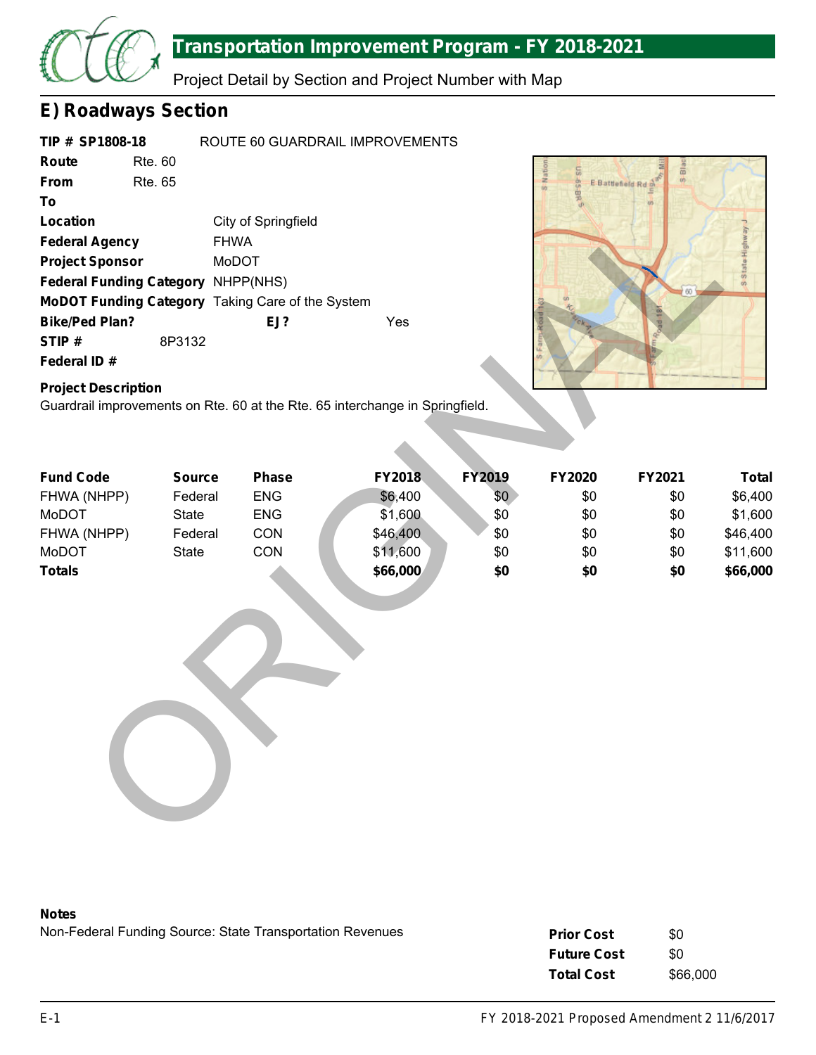## Transportation Improvement Program - FY 2018-2021

Project Detail by Section and Project Number with Map

# E) Roadways Section

**TIP # SP1808-18** ROUTE 60 GUARDRAIL IMPROVEMENTS

**Route** Rte. 60

**From** Rte. 65

**To**

**Location** City of Springfield

**Federal Agency** FHWA

**Project Sponsor** MoDOT

**Federal Funding Category** NHPP(NHS)

**MoDOT Funding Category** Taking Care of the System

**Bike/Ped Plan?** **EJ?** Yes

**STIP #** 8P3132

**Federal ID #**

**Project Description**

Guardrail improvements on Rte. 60 at the Rte. 65 interchange in Springfield.

| Fund Code | Source | Phase | FY2018 | FY2019 | FY2020 | FY2021 | Total |
|---|---|---|---|---|---|---|---|
| FHWA (NHPP) | Federal | ENG | $6,400 | $0 | $0 | $0 | $6,400 |
| MoDOT | State | ENG | $1,600 | $0 | $0 | $0 | $1,600 |
| FHWA (NHPP) | Federal | CON | $46,400 | $0 | $0 | $0 | $46,400 |
| MoDOT | State | CON | $11,600 | $0 | $0 | $0 | $11,600 |
| **Totals** | | | **$66,000** | **$0** | **$0** | **$0** | **$66,000** |

ORIGINAL

**Notes**

Non-Federal Funding Source: State Transportation Revenues

| | |
|---|---|
| **Prior Cost** | $0 |
| **Future Cost** | $0 |
| **Total Cost** | $66,000 |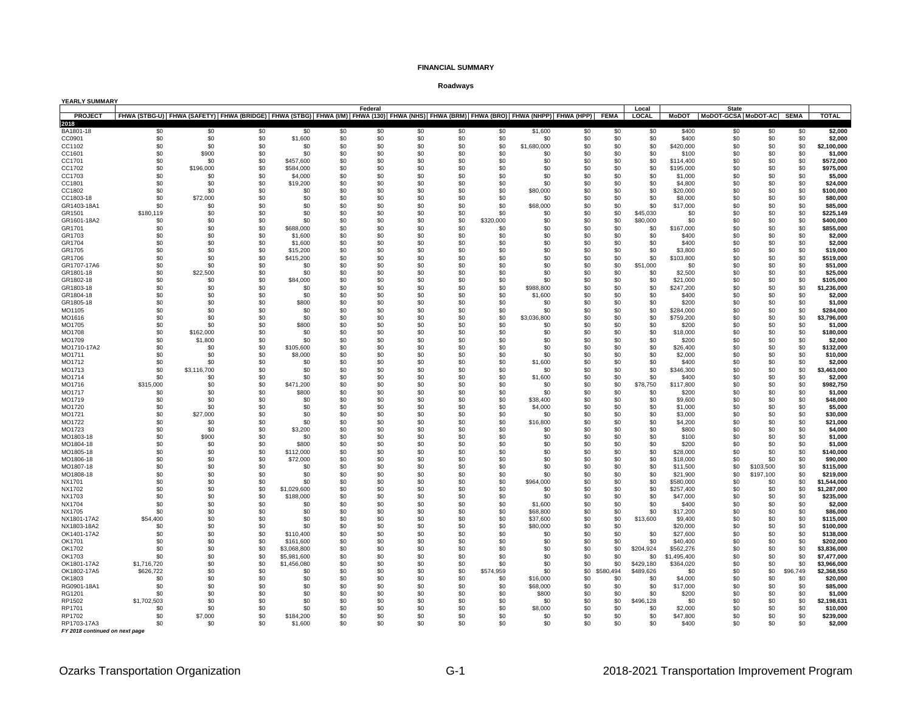**FINANCIAL SUMMARY**

**Roadways**

**YEARLY SUMMARY**

| | Federal | | | | | | | | | | | | Local | State | | | | |
|---|---|---|---|---|---|---|---|---|---|---|---|---|---|---|---|---|---|---|
| PROJECT | FHWA (STBG-U) | FHWA (SAFETY) | FHWA (BRIDGE) | FHWA (STBG) | FHWA (I/M) | FHWA (130) | FHWA (NHS) | FHWA (BRM) | FHWA (BRO) | FHWA (NHPP) | FHWA (HPP) | FEMA | LOCAL | MoDOT | MoDOT-GCSA | MoDOT-AC | SEMA | TOTAL |
| **2018** | | | | | | | | | | | | | | | | | | |
| BA1801-18 | $0 | $0 | $0 | $0 | $0 | $0 | $0 | $0 | $0 | $1,600 | $0 | $0 | $0 | $400 | $0 | $0 | $0 | **$2,000** |
| CC0901 | $0 | $0 | $0 | $1,600 | $0 | $0 | $0 | $0 | $0 | $0 | $0 | $0 | $0 | $400 | $0 | $0 | $0 | **$2,000** |
| CC1102 | $0 | $0 | $0 | $0 | $0 | $0 | $0 | $0 | $0 | $1,680,000 | $0 | $0 | $0 | $420,000 | $0 | $0 | $0 | **$2,100,000** |
| CC1601 | $0 | $900 | $0 | $0 | $0 | $0 | $0 | $0 | $0 | $0 | $0 | $0 | $0 | $100 | $0 | $0 | $0 | **$1,000** |
| CC1701 | $0 | $0 | $0 | $457,600 | $0 | $0 | $0 | $0 | $0 | $0 | $0 | $0 | $0 | $114,400 | $0 | $0 | $0 | **$572,000** |
| CC1702 | $0 | $196,000 | $0 | $584,000 | $0 | $0 | $0 | $0 | $0 | $0 | $0 | $0 | $0 | $195,000 | $0 | $0 | $0 | **$975,000** |
| CC1703 | $0 | $0 | $0 | $4,000 | $0 | $0 | $0 | $0 | $0 | $0 | $0 | $0 | $0 | $1,000 | $0 | $0 | $0 | **$5,000** |
| CC1801 | $0 | $0 | $0 | $19,200 | $0 | $0 | $0 | $0 | $0 | $0 | $0 | $0 | $0 | $4,800 | $0 | $0 | $0 | **$24,000** |
| CC1802 | $0 | $0 | $0 | $0 | $0 | $0 | $0 | $0 | $0 | $80,000 | $0 | $0 | $0 | $20,000 | $0 | $0 | $0 | **$100,000** |
| CC1803-18 | $0 | $72,000 | $0 | $0 | $0 | $0 | $0 | $0 | $0 | $0 | $0 | $0 | $0 | $8,000 | $0 | $0 | $0 | **$80,000** |
| GR1403-18A1 | $0 | $0 | $0 | $0 | $0 | $0 | $0 | $0 | $0 | $68,000 | $0 | $0 | $0 | $17,000 | $0 | $0 | $0 | **$85,000** |
| GR1501 | $180,119 | $0 | $0 | $0 | $0 | $0 | $0 | $0 | $0 | $0 | $0 | $0 | $45,030 | $0 | $0 | $0 | $0 | **$225,149** |
| GR1601-18A2 | $0 | $0 | $0 | $0 | $0 | $0 | $0 | $0 | $320,000 | $0 | $0 | $0 | $80,000 | $0 | $0 | $0 | $0 | **$400,000** |
| GR1701 | $0 | $0 | $0 | $688,000 | $0 | $0 | $0 | $0 | $0 | $0 | $0 | $0 | $0 | $167,000 | $0 | $0 | $0 | **$855,000** |
| GR1703 | $0 | $0 | $0 | $1,600 | $0 | $0 | $0 | $0 | $0 | $0 | $0 | $0 | $0 | $400 | $0 | $0 | $0 | **$2,000** |
| GR1704 | $0 | $0 | $0 | $1,600 | $0 | $0 | $0 | $0 | $0 | $0 | $0 | $0 | $0 | $400 | $0 | $0 | $0 | **$2,000** |
| GR1705 | $0 | $0 | $0 | $15,200 | $0 | $0 | $0 | $0 | $0 | $0 | $0 | $0 | $0 | $3,800 | $0 | $0 | $0 | **$19,000** |
| GR1706 | $0 | $0 | $0 | $415,200 | $0 | $0 | $0 | $0 | $0 | $0 | $0 | $0 | $0 | $103,800 | $0 | $0 | $0 | **$519,000** |
| GR1707-17A6 | $0 | $0 | $0 | $0 | $0 | $0 | $0 | $0 | $0 | $0 | $0 | $0 | $51,000 | $0 | $0 | $0 | $0 | **$51,000** |
| GR1801-18 | $0 | $22,500 | $0 | $0 | $0 | $0 | $0 | $0 | $0 | $0 | $0 | $0 | $0 | $2,500 | $0 | $0 | $0 | **$25,000** |
| GR1802-18 | $0 | $0 | $0 | $84,000 | $0 | $0 | $0 | $0 | $0 | $0 | $0 | $0 | $0 | $21,000 | $0 | $0 | $0 | **$105,000** |
| GR1803-18 | $0 | $0 | $0 | $0 | $0 | $0 | $0 | $0 | $0 | $988,800 | $0 | $0 | $0 | $247,200 | $0 | $0 | $0 | **$1,236,000** |
| GR1804-18 | $0 | $0 | $0 | $0 | $0 | $0 | $0 | $0 | $0 | $1,600 | $0 | $0 | $0 | $400 | $0 | $0 | $0 | **$2,000** |
| GR1805-18 | $0 | $0 | $0 | $800 | $0 | $0 | $0 | $0 | $0 | $0 | $0 | $0 | $0 | $200 | $0 | $0 | $0 | **$1,000** |
| MO1105 | $0 | $0 | $0 | $0 | $0 | $0 | $0 | $0 | $0 | $0 | $0 | $0 | $0 | $284,000 | $0 | $0 | $0 | **$284,000** |
| MO1616 | $0 | $0 | $0 | $0 | $0 | $0 | $0 | $0 | $0 | $3,036,800 | $0 | $0 | $0 | $759,200 | $0 | $0 | $0 | **$3,796,000** |
| MO1705 | $0 | $0 | $0 | $800 | $0 | $0 | $0 | $0 | $0 | $0 | $0 | $0 | $0 | $200 | $0 | $0 | $0 | **$1,000** |
| MO1708 | $0 | $162,000 | $0 | $0 | $0 | $0 | $0 | $0 | $0 | $0 | $0 | $0 | $0 | $18,000 | $0 | $0 | $0 | **$180,000** |
| MO1709 | $0 | $1,800 | $0 | $0 | $0 | $0 | $0 | $0 | $0 | $0 | $0 | $0 | $0 | $200 | $0 | $0 | $0 | **$2,000** |
| MO1710-17A2 | $0 | $0 | $0 | $105,600 | $0 | $0 | $0 | $0 | $0 | $0 | $0 | $0 | $0 | $26,400 | $0 | $0 | $0 | **$132,000** |
| MO1711 | $0 | $0 | $0 | $8,000 | $0 | $0 | $0 | $0 | $0 | $0 | $0 | $0 | $0 | $2,000 | $0 | $0 | $0 | **$10,000** |
| MO1712 | $0 | $0 | $0 | $0 | $0 | $0 | $0 | $0 | $0 | $1,600 | $0 | $0 | $0 | $400 | $0 | $0 | $0 | **$2,000** |
| MO1713 | $0 | $3,116,700 | $0 | $0 | $0 | $0 | $0 | $0 | $0 | $0 | $0 | $0 | $0 | $346,300 | $0 | $0 | $0 | **$3,463,000** |
| MO1714 | $0 | $0 | $0 | $0 | $0 | $0 | $0 | $0 | $0 | $1,600 | $0 | $0 | $0 | $400 | $0 | $0 | $0 | **$2,000** |
| MO1716 | $315,000 | $0 | $0 | $471,200 | $0 | $0 | $0 | $0 | $0 | $0 | $0 | $0 | $78,750 | $117,800 | $0 | $0 | $0 | **$982,750** |
| MO1717 | $0 | $0 | $0 | $800 | $0 | $0 | $0 | $0 | $0 | $0 | $0 | $0 | $0 | $200 | $0 | $0 | $0 | **$1,000** |
| MO1719 | $0 | $0 | $0 | $0 | $0 | $0 | $0 | $0 | $0 | $38,400 | $0 | $0 | $0 | $9,600 | $0 | $0 | $0 | **$48,000** |
| MO1720 | $0 | $0 | $0 | $0 | $0 | $0 | $0 | $0 | $0 | $4,000 | $0 | $0 | $0 | $1,000 | $0 | $0 | $0 | **$5,000** |
| MO1721 | $0 | $27,000 | $0 | $0 | $0 | $0 | $0 | $0 | $0 | $0 | $0 | $0 | $0 | $3,000 | $0 | $0 | $0 | **$30,000** |
| MO1722 | $0 | $0 | $0 | $0 | $0 | $0 | $0 | $0 | $0 | $16,800 | $0 | $0 | $0 | $4,200 | $0 | $0 | $0 | **$21,000** |
| MO1723 | $0 | $0 | $0 | $3,200 | $0 | $0 | $0 | $0 | $0 | $0 | $0 | $0 | $0 | $800 | $0 | $0 | $0 | **$4,000** |
| MO1803-18 | $0 | $900 | $0 | $0 | $0 | $0 | $0 | $0 | $0 | $0 | $0 | $0 | $0 | $100 | $0 | $0 | $0 | **$1,000** |
| MO1804-18 | $0 | $0 | $0 | $800 | $0 | $0 | $0 | $0 | $0 | $0 | $0 | $0 | $0 | $200 | $0 | $0 | $0 | **$1,000** |
| MO1805-18 | $0 | $0 | $0 | $112,000 | $0 | $0 | $0 | $0 | $0 | $0 | $0 | $0 | $0 | $28,000 | $0 | $0 | $0 | **$140,000** |
| MO1806-18 | $0 | $0 | $0 | $72,000 | $0 | $0 | $0 | $0 | $0 | $0 | $0 | $0 | $0 | $18,000 | $0 | $0 | $0 | **$90,000** |
| MO1807-18 | $0 | $0 | $0 | $0 | $0 | $0 | $0 | $0 | $0 | $0 | $0 | $0 | $0 | $11,500 | $0 | $103,500 | $0 | **$115,000** |
| MO1808-18 | $0 | $0 | $0 | $0 | $0 | $0 | $0 | $0 | $0 | $0 | $0 | $0 | $0 | $21,900 | $0 | $197,100 | $0 | **$219,000** |
| NX1701 | $0 | $0 | $0 | $0 | $0 | $0 | $0 | $0 | $0 | $964,000 | $0 | $0 | $0 | $580,000 | $0 | $0 | $0 | **$1,544,000** |
| NX1702 | $0 | $0 | $0 | $1,029,600 | $0 | $0 | $0 | $0 | $0 | $0 | $0 | $0 | $0 | $257,400 | $0 | $0 | $0 | **$1,287,000** |
| NX1703 | $0 | $0 | $0 | $188,000 | $0 | $0 | $0 | $0 | $0 | $0 | $0 | $0 | $0 | $47,000 | $0 | $0 | $0 | **$235,000** |
| NX1704 | $0 | $0 | $0 | $0 | $0 | $0 | $0 | $0 | $0 | $1,600 | $0 | $0 | $0 | $400 | $0 | $0 | $0 | **$2,000** |
| NX1705 | $0 | $0 | $0 | $0 | $0 | $0 | $0 | $0 | $0 | $68,800 | $0 | $0 | $0 | $17,200 | $0 | $0 | $0 | **$86,000** |
| NX1801-17A2 | $54,400 | $0 | $0 | $0 | $0 | $0 | $0 | $0 | $0 | $37,600 | $0 | $0 | $13,600 | $9,400 | $0 | $0 | $0 | **$115,000** |
| NX1803-18A2 | $0 | $0 | $0 | $0 | $0 | $0 | $0 | $0 | $0 | $80,000 | $0 | $0 | | $20,000 | $0 | $0 | $0 | **$100,000** |
| OK1401-17A2 | $0 | $0 | $0 | $110,400 | $0 | $0 | $0 | $0 | $0 | $0 | $0 | $0 | $0 | $27,600 | $0 | $0 | $0 | **$138,000** |
| OK1701 | $0 | $0 | $0 | $161,600 | $0 | $0 | $0 | $0 | $0 | $0 | $0 | $0 | $0 | $40,400 | $0 | $0 | $0 | **$202,000** |
| OK1702 | $0 | $0 | $0 | $3,068,800 | $0 | $0 | $0 | $0 | $0 | $0 | $0 | $0 | $204,924 | $562,276 | $0 | $0 | $0 | **$3,836,000** |
| OK1703 | $0 | $0 | $0 | $5,981,600 | $0 | $0 | $0 | $0 | $0 | $0 | $0 | $0 | $0 | $1,495,400 | $0 | $0 | $0 | **$7,477,000** |
| OK1801-17A2 | $1,716,720 | $0 | $0 | $1,456,080 | $0 | $0 | $0 | $0 | $0 | $0 | $0 | $0 | $429,180 | $364,020 | $0 | $0 | $0 | **$3,966,000** |
| OK1802-17A5 | $626,722 | $0 | $0 | $0 | $0 | $0 | $0 | $0 | $574,959 | $0 | $0 | $580,494 | $489,626 | $0 | $0 | $0 | $96,749 | **$2,368,550** |
| OK1803 | $0 | $0 | $0 | $0 | $0 | $0 | $0 | $0 | $0 | $16,000 | $0 | $0 | $0 | $4,000 | $0 | $0 | $0 | **$20,000** |
| RG0901-18A1 | $0 | $0 | $0 | $0 | $0 | $0 | $0 | $0 | $0 | $68,000 | $0 | $0 | $0 | $17,000 | $0 | $0 | $0 | **$85,000** |
| RG1201 | $0 | $0 | $0 | $0 | $0 | $0 | $0 | $0 | $0 | $800 | $0 | $0 | $0 | $200 | $0 | $0 | $0 | **$1,000** |
| RP1502 | $1,702,503 | $0 | $0 | $0 | $0 | $0 | $0 | $0 | $0 | $0 | $0 | $0 | $496,128 | $0 | $0 | $0 | $0 | **$2,198,631** |
| RP1701 | $0 | $0 | $0 | $0 | $0 | $0 | $0 | $0 | $0 | $8,000 | $0 | $0 | $0 | $2,000 | $0 | $0 | $0 | **$10,000** |
| RP1702 | $0 | $7,000 | $0 | $184,200 | $0 | $0 | $0 | $0 | $0 | $0 | $0 | $0 | $0 | $47,800 | $0 | $0 | $0 | **$239,000** |
| RP1703-17A3 | $0 | $0 | $0 | $1,600 | $0 | $0 | $0 | $0 | $0 | $0 | $0 | $0 | $0 | $400 | $0 | $0 | $0 | **$2,000** |

*FY 2018 continued on next page*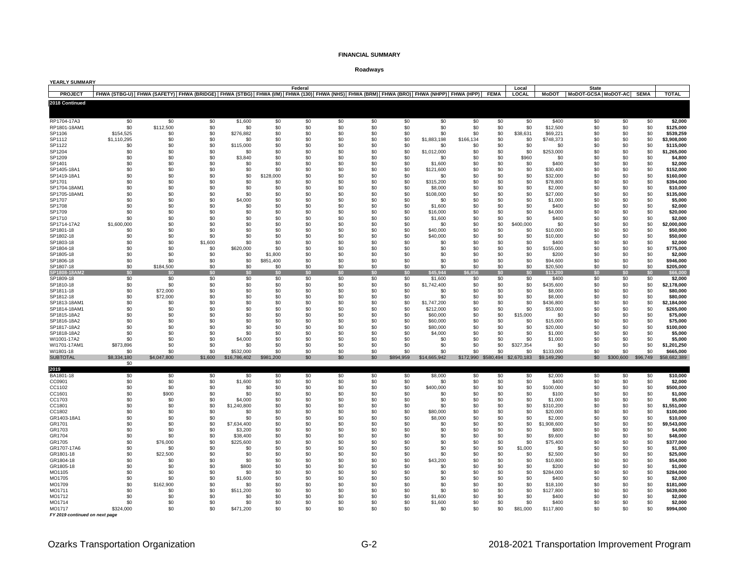**FINANCIAL SUMMARY**

**Roadways**

**YEARLY SUMMARY**

| | Federal | | | | | | | | | | | | Local | State | | | | |
|---|---|---|---|---|---|---|---|---|---|---|---|---|---|---|---|---|---|---|
| PROJECT | FHWA (STBG-U) | FHWA (SAFETY) | FHWA (BRIDGE) | FHWA (STBG) | FHWA (I/M) | FHWA (130) | FHWA (NHS) | FHWA (BRM) | FHWA (BRO) | FHWA (NHPP) | FHWA (HPP) | FEMA | LOCAL | MoDOT | MoDOT-GCSA | MoDOT-AC | SEMA | TOTAL |
| **2018 Continued** | | | | | | | | | | | | | | | | | | |
| RP1704-17A3 | $0 | $0 | $0 | $1,600 | $0 | $0 | $0 | $0 | $0 | $0 | $0 | $0 | $0 | $400 | $0 | $0 | $0 | **$2,000** |
| RP1801-18AM1 | $0 | $112,500 | $0 | $0 | $0 | $0 | $0 | $0 | $0 | $0 | $0 | $0 | $0 | $12,500 | $0 | $0 | $0 | **$125,000** |
| SP1106 | $154,525 | $0 | $0 | $276,882 | $0 | $0 | $0 | $0 | $0 | $0 | $0 | $0 | $38,631 | $69,221 | $0 | $0 | $0 | **$539,259** |
| SP1112 | $1,110,295 | $0 | $0 | $0 | $0 | $0 | $0 | $0 | $0 | $1,883,198 | $166,134 | $0 | $0 | $748,373 | $0 | $0 | $0 | **$3,908,000** |
| SP1122 | $0 | $0 | $0 | $115,000 | $0 | $0 | $0 | $0 | $0 | $0 | $0 | $0 | $0 | $0 | $0 | $0 | $0 | **$115,000** |
| SP1204 | $0 | $0 | $0 | $0 | $0 | $0 | $0 | $0 | $0 | $1,012,000 | $0 | $0 | $0 | $253,000 | $0 | $0 | $0 | **$1,265,000** |
| SP1209 | $0 | $0 | $0 | $3,840 | $0 | $0 | $0 | $0 | $0 | $0 | $0 | $0 | $960 | $0 | $0 | $0 | $0 | **$4,800** |
| SP1401 | $0 | $0 | $0 | $0 | $0 | $0 | $0 | $0 | $0 | $1,600 | $0 | $0 | $0 | $400 | $0 | $0 | $0 | **$2,000** |
| SP1405-18A1 | $0 | $0 | $0 | $0 | $0 | $0 | $0 | $0 | $0 | $121,600 | $0 | $0 | $0 | $30,400 | $0 | $0 | $0 | **$152,000** |
| SP1419-18A1 | $0 | $0 | $0 | $0 | $128,000 | $0 | $0 | $0 | $0 | $0 | $0 | $0 | $0 | $32,000 | $0 | $0 | $0 | **$160,000** |
| SP1701 | $0 | $0 | $0 | $0 | $0 | $0 | $0 | $0 | $0 | $315,200 | $0 | $0 | $0 | $78,800 | $0 | $0 | $0 | **$394,000** |
| SP1704-18AM1 | $0 | $0 | $0 | $0 | $0 | $0 | $0 | $0 | $0 | $8,000 | $0 | $0 | $0 | $2,000 | $0 | $0 | $0 | **$10,000** |
| SP1705-18AM1 | $0 | $0 | $0 | $0 | $0 | $0 | $0 | $0 | $0 | $108,000 | $0 | $0 | $0 | $27,000 | $0 | $0 | $0 | **$135,000** |
| SP1707 | $0 | $0 | $0 | $4,000 | $0 | $0 | $0 | $0 | $0 | $0 | $0 | $0 | $0 | $1,000 | $0 | $0 | $0 | **$5,000** |
| SP1708 | $0 | $0 | $0 | $0 | $0 | $0 | $0 | $0 | $0 | $1,600 | $0 | $0 | $0 | $400 | $0 | $0 | $0 | **$2,000** |
| SP1709 | $0 | $0 | $0 | $0 | $0 | $0 | $0 | $0 | $0 | $16,000 | $0 | $0 | $0 | $4,000 | $0 | $0 | $0 | **$20,000** |
| SP1710 | $0 | $0 | $0 | $0 | $0 | $0 | $0 | $0 | $0 | $1,600 | $0 | $0 | $0 | $400 | $0 | $0 | $0 | **$2,000** |
| SP1714-17A2 | $1,600,000 | $0 | $0 | $0 | $0 | $0 | $0 | $0 | $0 | $0 | $0 | $0 | $400,000 | $0 | $0 | $0 | $0 | **$2,000,000** |
| SP1801-18 | $0 | $0 | $0 | $0 | $0 | $0 | $0 | $0 | $0 | $40,000 | $0 | $0 | $0 | $10,000 | $0 | $0 | $0 | **$50,000** |
| SP1802-18 | $0 | $0 | $0 | $0 | $0 | $0 | $0 | $0 | $0 | $40,000 | $0 | $0 | $0 | $10,000 | $0 | $0 | $0 | **$50,000** |
| SP1803-18 | $0 | $0 | $1,600 | $0 | $0 | $0 | $0 | $0 | $0 | $0 | $0 | $0 | $0 | $400 | $0 | $0 | $0 | **$2,000** |
| SP1804-18 | $0 | $0 | $0 | $620,000 | $0 | $0 | $0 | $0 | $0 | $0 | $0 | $0 | $0 | $155,000 | $0 | $0 | $0 | **$775,000** |
| SP1805-18 | $0 | $0 | $0 | $0 | $1,800 | $0 | $0 | $0 | $0 | $0 | $0 | $0 | $0 | $200 | $0 | $0 | $0 | **$2,000** |
| SP1806-18 | $0 | $0 | $0 | $0 | $851,400 | $0 | $0 | $0 | $0 | $0 | $0 | $0 | $0 | $94,600 | $0 | $0 | $0 | **$946,000** |
| SP1807-18 | $0 | $184,500 | $0 | $0 | $0 | $0 | $0 | $0 | $0 | $0 | $0 | $0 | $0 | $20,500 | $0 | $0 | $0 | **$205,000** |
| **SP1808-18AM2** | **$0** | **$0** | **$0** | **$0** | **$0** | **$0** | **$0** | **$0** | **$0** | **$45,944** | **$6,856** | **$0** | **$0** | **$13,200** | **$0** | **$0** | **$0** | **$66,000** |
| SP1809-18 | $0 | $0 | $0 | $0 | $0 | $0 | $0 | $0 | $0 | $1,600 | $0 | $0 | $0 | $400 | $0 | $0 | $0 | **$2,000** |
| SP1810-18 | $0 | $0 | $0 | $0 | $0 | $0 | $0 | $0 | $0 | $1,742,400 | $0 | $0 | $0 | $435,600 | $0 | $0 | $0 | **$2,178,000** |
| SP1811-18 | $0 | $72,000 | $0 | $0 | $0 | $0 | $0 | $0 | $0 | $0 | $0 | $0 | $0 | $8,000 | $0 | $0 | $0 | **$80,000** |
| SP1812-18 | $0 | $72,000 | $0 | $0 | $0 | $0 | $0 | $0 | $0 | $0 | $0 | $0 | $0 | $8,000 | $0 | $0 | $0 | **$80,000** |
| SP1813-18AM1 | $0 | $0 | $0 | $0 | $0 | $0 | $0 | $0 | $0 | $1,747,200 | $0 | $0 | $0 | $436,800 | $0 | $0 | $0 | **$2,184,000** |
| SP1814-18AM1 | $0 | $0 | $0 | $0 | $0 | $0 | $0 | $0 | $0 | $212,000 | $0 | $0 | $0 | $53,000 | $0 | $0 | $0 | **$265,000** |
| SP1815-18A2 | $0 | $0 | $0 | $0 | $0 | $0 | $0 | $0 | $0 | $60,000 | $0 | $0 | $15,000 | $0 | $0 | $0 | $0 | **$75,000** |
| SP1816-18A2 | $0 | $0 | $0 | $0 | $0 | $0 | $0 | $0 | $0 | $60,000 | $0 | $0 | $0 | $15,000 | $0 | $0 | $0 | **$75,000** |
| SP1817-18A2 | $0 | $0 | $0 | $0 | $0 | $0 | $0 | $0 | $0 | $80,000 | $0 | $0 | $0 | $20,000 | $0 | $0 | $0 | **$100,000** |
| SP1818-18A2 | $0 | $0 | $0 | $0 | $0 | $0 | $0 | $0 | $0 | $4,000 | $0 | $0 | $0 | $1,000 | $0 | $0 | $0 | **$5,000** |
| WI1001-17A2 | $0 | $0 | $0 | $4,000 | $0 | $0 | $0 | $0 | $0 | $0 | $0 | $0 | $0 | $1,000 | $0 | $0 | $0 | **$5,000** |
| WI1701-17AM1 | $873,896 | $0 | $0 | $0 | $0 | $0 | $0 | $0 | $0 | $0 | $0 | $0 | $327,354 | $0 | $0 | $0 | $0 | **$1,201,250** |
| WI1801-18 | $0 | $0 | $0 | $532,000 | $0 | $0 | $0 | $0 | $0 | $0 | $0 | $0 | $0 | $133,000 | $0 | $0 | $0 | **$665,000** |
| SUBTOTAL | $8,334,180 | $4,047,800 | $1,600 | $16,786,402 | $981,200 | $0 | $0 | $0 | $894,959 | $14,665,942 | $172,990 | $580,494 | $2,670,183 | $9,149,290 | $0 | $300,600 | $96,749 | $58,682,389 |
| | $0 | | | | | | | | | | | | | | | | | |
| **2019** | | | | | | | | | | | | | | | | | | |
| BA1801-18 | $0 | $0 | $0 | $0 | $0 | $0 | $0 | $0 | $0 | $8,000 | $0 | $0 | $0 | $2,000 | $0 | $0 | $0 | **$10,000** |
| CC0901 | $0 | $0 | $0 | $1,600 | $0 | $0 | $0 | $0 | $0 | $0 | $0 | $0 | $0 | $400 | $0 | $0 | $0 | **$2,000** |
| CC1102 | $0 | $0 | $0 | $0 | $0 | $0 | $0 | $0 | $0 | $400,000 | $0 | $0 | $0 | $100,000 | $0 | $0 | $0 | **$500,000** |
| CC1601 | $0 | $900 | $0 | $0 | $0 | $0 | $0 | $0 | $0 | $0 | $0 | $0 | $0 | $100 | $0 | $0 | $0 | **$1,000** |
| CC1703 | $0 | $0 | $0 | $4,000 | $0 | $0 | $0 | $0 | $0 | $0 | $0 | $0 | $0 | $1,000 | $0 | $0 | $0 | **$5,000** |
| CC1801 | $0 | $0 | $0 | $1,240,800 | $0 | $0 | $0 | $0 | $0 | $0 | $0 | $0 | $0 | $310,200 | $0 | $0 | $0 | **$1,551,000** |
| CC1802 | $0 | $0 | $0 | $0 | $0 | $0 | $0 | $0 | $0 | $80,000 | $0 | $0 | $0 | $20,000 | $0 | $0 | $0 | **$100,000** |
| GR1403-18A1 | $0 | $0 | $0 | $0 | $0 | $0 | $0 | $0 | $0 | $8,000 | $0 | $0 | $0 | $2,000 | $0 | $0 | $0 | **$10,000** |
| GR1701 | $0 | $0 | $0 | $7,634,400 | $0 | $0 | $0 | $0 | $0 | $0 | $0 | $0 | $0 | $1,908,600 | $0 | $0 | $0 | **$9,543,000** |
| GR1703 | $0 | $0 | $0 | $3,200 | $0 | $0 | $0 | $0 | $0 | $0 | $0 | $0 | $0 | $800 | $0 | $0 | $0 | **$4,000** |
| GR1704 | $0 | $0 | $0 | $38,400 | $0 | $0 | $0 | $0 | $0 | $0 | $0 | $0 | $0 | $9,600 | $0 | $0 | $0 | **$48,000** |
| GR1705 | $0 | $76,000 | $0 | $225,600 | $0 | $0 | $0 | $0 | $0 | $0 | $0 | $0 | $0 | $75,400 | $0 | $0 | $0 | **$377,000** |
| GR1707-17A6 | $0 | $0 | $0 | $0 | $0 | $0 | $0 | $0 | $0 | $0 | $0 | $0 | $1,000 | $0 | $0 | $0 | $0 | **$1,000** |
| GR1801-18 | $0 | $22,500 | $0 | $0 | $0 | $0 | $0 | $0 | $0 | $0 | $0 | $0 | $0 | $2,500 | $0 | $0 | $0 | **$25,000** |
| GR1804-18 | $0 | $0 | $0 | $0 | $0 | $0 | $0 | $0 | $0 | $43,200 | $0 | $0 | $0 | $10,800 | $0 | $0 | $0 | **$54,000** |
| GR1805-18 | $0 | $0 | $0 | $800 | $0 | $0 | $0 | $0 | $0 | $0 | $0 | $0 | $0 | $200 | $0 | $0 | $0 | **$1,000** |
| MO1105 | $0 | $0 | $0 | $0 | $0 | $0 | $0 | $0 | $0 | $0 | $0 | $0 | $0 | $284,000 | $0 | $0 | $0 | **$284,000** |
| MO1705 | $0 | $0 | $0 | $1,600 | $0 | $0 | $0 | $0 | $0 | $0 | $0 | $0 | $0 | $400 | $0 | $0 | $0 | **$2,000** |
| MO1709 | $0 | $162,900 | $0 | $0 | $0 | $0 | $0 | $0 | $0 | $0 | $0 | $0 | $0 | $18,100 | $0 | $0 | $0 | **$181,000** |
| MO1711 | $0 | $0 | $0 | $511,200 | $0 | $0 | $0 | $0 | $0 | $0 | $0 | $0 | $0 | $127,800 | $0 | $0 | $0 | **$639,000** |
| MO1712 | $0 | $0 | $0 | $0 | $0 | $0 | $0 | $0 | $0 | $1,600 | $0 | $0 | $0 | $400 | $0 | $0 | $0 | **$2,000** |
| MO1714 | $0 | $0 | $0 | $0 | $0 | $0 | $0 | $0 | $0 | $1,600 | $0 | $0 | $0 | $400 | $0 | $0 | $0 | **$2,000** |
| MO1717 | $324,000 | $0 | $0 | $471,200 | $0 | $0 | $0 | $0 | $0 | $0 | $0 | $0 | $81,000 | $117,800 | $0 | $0 | $0 | **$994,000** |

*FY 2019 continued on next page*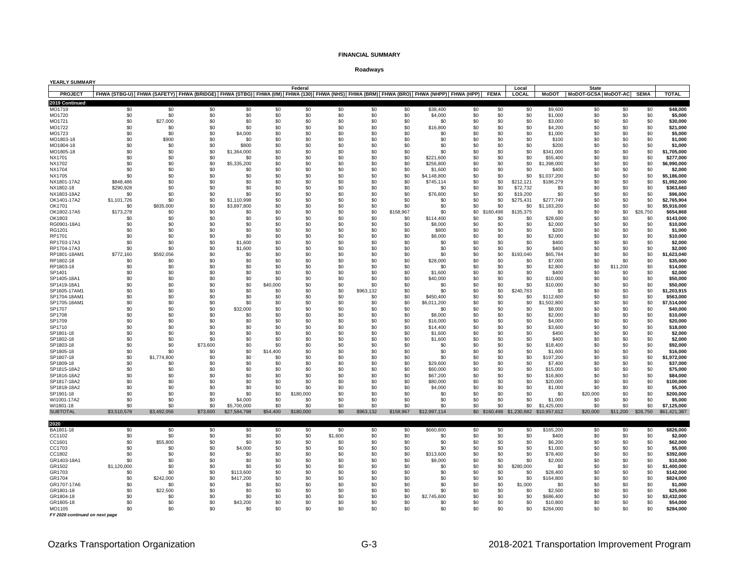**FINANCIAL SUMMARY**

**Roadways**

**YEARLY SUMMARY**

| | Federal | | | | | | | | | | | | Local | State | | | | |
|---|---|---|---|---|---|---|---|---|---|---|---|---|---|---|---|---|---|---|
| PROJECT | FHWA (STBG-U) | FHWA (SAFETY) | FHWA (BRIDGE) | FHWA (STBG) | FHWA (I/M) | FHWA (130) | FHWA (NHS) | FHWA (BRM) | FHWA (BRO) | FHWA (NHPP) | FHWA (HPP) | FEMA | LOCAL | MoDOT | MoDOT-GCSA | MoDOT-AC | SEMA | TOTAL |
| **2019 Continued** | | | | | | | | | | | | | | | | | | |
| MO1719 | $0 | $0 | $0 | $0 | $0 | $0 | $0 | $0 | $0 | $38,400 | $0 | $0 | $0 | $9,600 | $0 | $0 | $0 | **$48,000** |
| MO1720 | $0 | $0 | $0 | $0 | $0 | $0 | $0 | $0 | $0 | $4,000 | $0 | $0 | $0 | $1,000 | $0 | $0 | $0 | **$5,000** |
| MO1721 | $0 | $27,000 | $0 | $0 | $0 | $0 | $0 | $0 | $0 | $0 | $0 | $0 | $0 | $3,000 | $0 | $0 | $0 | **$30,000** |
| MO1722 | $0 | $0 | $0 | $0 | $0 | $0 | $0 | $0 | $0 | $16,800 | $0 | $0 | $0 | $4,200 | $0 | $0 | $0 | **$21,000** |
| MO1723 | $0 | $0 | $0 | $4,000 | $0 | $0 | $0 | $0 | $0 | $0 | $0 | $0 | $0 | $1,000 | $0 | $0 | $0 | **$5,000** |
| MO1803-18 | $0 | $900 | $0 | $0 | $0 | $0 | $0 | $0 | $0 | $0 | $0 | $0 | $0 | $100 | $0 | $0 | $0 | **$1,000** |
| MO1804-18 | $0 | $0 | $0 | $800 | $0 | $0 | $0 | $0 | $0 | $0 | $0 | $0 | $0 | $200 | $0 | $0 | $0 | **$1,000** |
| MO1805-18 | $0 | $0 | $0 | $1,364,000 | $0 | $0 | $0 | $0 | $0 | $0 | $0 | $0 | $0 | $341,000 | $0 | $0 | $0 | **$1,705,000** |
| NX1701 | $0 | $0 | $0 | $0 | $0 | $0 | $0 | $0 | $0 | $221,600 | $0 | $0 | $0 | $55,400 | $0 | $0 | $0 | **$277,000** |
| NX1702 | $0 | $0 | $0 | $5,335,200 | $0 | $0 | $0 | $0 | $0 | $256,800 | $0 | $0 | $0 | $1,398,000 | $0 | $0 | $0 | **$6,990,000** |
| NX1704 | $0 | $0 | $0 | $0 | $0 | $0 | $0 | $0 | $0 | $1,600 | $0 | $0 | $0 | $400 | $0 | $0 | $0 | **$2,000** |
| NX1705 | $0 | $0 | $0 | $0 | $0 | $0 | $0 | $0 | $0 | $4,148,800 | $0 | $0 | $0 | $1,037,200 | $0 | $0 | $0 | **$5,186,000** |
| NX1801-17A2 | $848,486 | $0 | $0 | $0 | $0 | $0 | $0 | $0 | $0 | $745,114 | $0 | $0 | $212,121 | $186,279 | $0 | $0 | $0 | **$1,992,000** |
| NX1802-18 | $290,928 | $0 | $0 | $0 | $0 | $0 | $0 | $0 | $0 | $0 | $0 | $0 | $72,732 | $0 | $0 | $0 | $0 | **$363,660** |
| NX1803-18A2 | $0 | $0 | $0 | $0 | $0 | $0 | $0 | $0 | $0 | $76,800 | $0 | $0 | $19,200 | $0 | $0 | $0 | $0 | **$96,000** |
| OK1401-17A2 | $1,101,726 | $0 | $0 | $1,110,998 | $0 | $0 | $0 | $0 | $0 | $0 | $0 | $0 | $275,431 | $277,749 | $0 | $0 | $0 | **$2,765,904** |
| OK1701 | $0 | $835,000 | $0 | $3,897,800 | $0 | $0 | $0 | $0 | $0 | $0 | $0 | $0 | $0 | $1,183,200 | $0 | $0 | $0 | **$5,916,000** |
| OK1802-17A5 | $173,278 | $0 | $0 | $0 | $0 | $0 | $0 | $0 | $158,967 | $0 | $0 | $160,498 | $135,375 | $0 | $0 | $0 | $26,750 | **$654,868** |
| OK1803 | $0 | $0 | $0 | $0 | $0 | $0 | $0 | $0 | $0 | $114,400 | $0 | $0 | $0 | $28,600 | $0 | $0 | $0 | **$143,000** |
| RG0901-18A1 | $0 | $0 | $0 | $0 | $0 | $0 | $0 | $0 | $0 | $8,000 | $0 | $0 | $0 | $2,000 | $0 | $0 | $0 | **$10,000** |
| RG1201 | $0 | $0 | $0 | $0 | $0 | $0 | $0 | $0 | $0 | $800 | $0 | $0 | $0 | $200 | $0 | $0 | $0 | **$1,000** |
| RP1701 | $0 | $0 | $0 | $0 | $0 | $0 | $0 | $0 | $0 | $8,000 | $0 | $0 | $0 | $2,000 | $0 | $0 | $0 | **$10,000** |
| RP1703-17A3 | $0 | $0 | $0 | $1,600 | $0 | $0 | $0 | $0 | $0 | $0 | $0 | $0 | $0 | $400 | $0 | $0 | $0 | **$2,000** |
| RP1704-17A3 | $0 | $0 | $0 | $1,600 | $0 | $0 | $0 | $0 | $0 | $0 | $0 | $0 | $0 | $400 | $0 | $0 | $0 | **$2,000** |
| RP1801-18AM1 | $772,160 | $592,056 | $0 | $0 | $0 | $0 | $0 | $0 | $0 | $0 | $0 | $0 | $193,040 | $65,784 | $0 | $0 | $0 | **$1,623,040** |
| RP1802-18 | $0 | $0 | $0 | $0 | $0 | $0 | $0 | $0 | $0 | $28,000 | $0 | $0 | $0 | $7,000 | $0 | $0 | $0 | **$35,000** |
| RP1803-18 | $0 | $0 | $0 | $0 | $0 | $0 | $0 | $0 | $0 | $0 | $0 | $0 | $0 | $2,800 | $0 | $11,200 | $0 | **$14,000** |
| SP1401 | $0 | $0 | $0 | $0 | $0 | $0 | $0 | $0 | $0 | $1,600 | $0 | $0 | $0 | $400 | $0 | $0 | $0 | **$2,000** |
| SP1405-18A1 | $0 | $0 | $0 | $0 | $0 | $0 | $0 | $0 | $0 | $40,000 | $0 | $0 | $0 | $10,000 | $0 | $0 | $0 | **$50,000** |
| SP1419-18A1 | $0 | $0 | $0 | $0 | $40,000 | $0 | $0 | $0 | $0 | $0 | $0 | $0 | $0 | $10,000 | $0 | $0 | $0 | **$50,000** |
| SP1605-17AM1 | $0 | $0 | $0 | $0 | $0 | $0 | $0 | $963,132 | $0 | $0 | $0 | $0 | $240,783 | $0 | $0 | $0 | $0 | **$1,203,915** |
| SP1704-18AM1 | $0 | $0 | $0 | $0 | $0 | $0 | $0 | $0 | $0 | $450,400 | $0 | $0 | $0 | $112,600 | $0 | $0 | $0 | **$563,000** |
| SP1705-18AM1 | $0 | $0 | $0 | $0 | $0 | $0 | $0 | $0 | $0 | $6,011,200 | $0 | $0 | $0 | $1,502,800 | $0 | $0 | $0 | **$7,514,000** |
| SP1707 | $0 | $0 | $0 | $32,000 | $0 | $0 | $0 | $0 | $0 | $0 | $0 | $0 | $0 | $8,000 | $0 | $0 | $0 | **$40,000** |
| SP1708 | $0 | $0 | $0 | $0 | $0 | $0 | $0 | $0 | $0 | $8,000 | $0 | $0 | $0 | $2,000 | $0 | $0 | $0 | **$10,000** |
| SP1709 | $0 | $0 | $0 | $0 | $0 | $0 | $0 | $0 | $0 | $16,000 | $0 | $0 | $0 | $4,000 | $0 | $0 | $0 | **$20,000** |
| SP1710 | $0 | $0 | $0 | $0 | $0 | $0 | $0 | $0 | $0 | $14,400 | $0 | $0 | $0 | $3,600 | $0 | $0 | $0 | **$18,000** |
| SP1801-18 | $0 | $0 | $0 | $0 | $0 | $0 | $0 | $0 | $0 | $1,600 | $0 | $0 | $0 | $400 | $0 | $0 | $0 | **$2,000** |
| SP1802-18 | $0 | $0 | $0 | $0 | $0 | $0 | $0 | $0 | $0 | $1,600 | $0 | $0 | $0 | $400 | $0 | $0 | $0 | **$2,000** |
| SP1803-18 | $0 | $0 | $73,600 | $0 | $0 | $0 | $0 | $0 | $0 | $0 | $0 | $0 | $0 | $18,400 | $0 | $0 | $0 | **$92,000** |
| SP1805-18 | $0 | $0 | $0 | $0 | $14,400 | $0 | $0 | $0 | $0 | $0 | $0 | $0 | $0 | $1,600 | $0 | $0 | $0 | **$16,000** |
| SP1807-18 | $0 | $1,774,800 | $0 | $0 | $0 | $0 | $0 | $0 | $0 | $0 | $0 | $0 | $0 | $197,200 | $0 | $0 | $0 | **$1,972,000** |
| SP1809-18 | $0 | $0 | $0 | $0 | $0 | $0 | $0 | $0 | $0 | $29,600 | $0 | $0 | $0 | $7,400 | $0 | $0 | $0 | **$37,000** |
| SP1815-18A2 | $0 | $0 | $0 | $0 | $0 | $0 | $0 | $0 | $0 | $60,000 | $0 | $0 | $0 | $15,000 | $0 | $0 | $0 | **$75,000** |
| SP1816-18A2 | $0 | $0 | $0 | $0 | $0 | $0 | $0 | $0 | $0 | $67,200 | $0 | $0 | $0 | $16,800 | $0 | $0 | $0 | **$84,000** |
| SP1817-18A2 | $0 | $0 | $0 | $0 | $0 | $0 | $0 | $0 | $0 | $80,000 | $0 | $0 | $0 | $20,000 | $0 | $0 | $0 | **$100,000** |
| SP1818-18A2 | $0 | $0 | $0 | $0 | $0 | $0 | $0 | $0 | $0 | $4,000 | $0 | $0 | $0 | $1,000 | $0 | $0 | $0 | **$5,000** |
| SP1901-18 | $0 | $0 | $0 | $0 | $0 | $180,000 | $0 | $0 | $0 | $0 | $0 | $0 | $0 | $0 | $20,000 | $0 | $0 | **$200,000** |
| WI1001-17A2 | $0 | $0 | $0 | $4,000 | $0 | $0 | $0 | $0 | $0 | $0 | $0 | $0 | $0 | $1,000 | $0 | $0 | $0 | **$5,000** |
| WI1801-18 | $0 | $0 | $0 | $5,700,000 | $0 | $0 | $0 | $0 | $0 | $0 | $0 | $0 | $0 | $1,425,000 | $0 | $0 | $0 | **$7,125,000** |
| SUBTOTAL | $3,510,578 | $3,492,056 | $73,600 | $27,584,798 | $54,400 | $180,000 | $0 | $963,132 | $158,967 | $12,997,114 | $0 | $160,498 | $1,230,682 | $10,957,612 | $20,000 | $11,200 | $26,750 | $61,421,387 |
| **2020** | | | | | | | | | | | | | | | | | | |
| BA1801-18 | $0 | $0 | $0 | $0 | $0 | $0 | $0 | $0 | $0 | $660,800 | $0 | $0 | $0 | $165,200 | $0 | $0 | $0 | **$826,000** |
| CC1102 | $0 | $0 | $0 | $0 | $0 | $0 | $1,600 | $0 | $0 | $0 | $0 | $0 | $0 | $400 | $0 | $0 | $0 | **$2,000** |
| CC1601 | $0 | $55,800 | $0 | $0 | $0 | $0 | $0 | $0 | $0 | $0 | $0 | $0 | $0 | $6,200 | $0 | $0 | $0 | **$62,000** |
| CC1703 | $0 | $0 | $0 | $4,000 | $0 | $0 | $0 | $0 | $0 | $0 | $0 | $0 | $0 | $1,000 | $0 | $0 | $0 | **$5,000** |
| CC1802 | $0 | $0 | $0 | $0 | $0 | $0 | $0 | $0 | $0 | $313,600 | $0 | $0 | $0 | $78,400 | $0 | $0 | $0 | **$392,000** |
| GR1403-18A1 | $0 | $0 | $0 | $0 | $0 | $0 | $0 | $0 | $0 | $8,000 | $0 | $0 | $0 | $2,000 | $0 | $0 | $0 | **$10,000** |
| GR1502 | $1,120,000 | $0 | $0 | $0 | $0 | $0 | $0 | $0 | $0 | $0 | $0 | $0 | $280,000 | $0 | $0 | $0 | $0 | **$1,400,000** |
| GR1703 | $0 | $0 | $0 | $113,600 | $0 | $0 | $0 | $0 | $0 | $0 | $0 | $0 | $0 | $28,400 | $0 | $0 | $0 | **$142,000** |
| GR1704 | $0 | $242,000 | $0 | $417,200 | $0 | $0 | $0 | $0 | $0 | $0 | $0 | $0 | $0 | $164,800 | $0 | $0 | $0 | **$824,000** |
| GR1707-17A6 | $0 | $0 | $0 | $0 | $0 | $0 | $0 | $0 | $0 | $0 | $0 | $0 | $1,000 | $0 | $0 | $0 | $0 | **$1,000** |
| GR1801-18 | $0 | $22,500 | $0 | $0 | $0 | $0 | $0 | $0 | $0 | $0 | $0 | $0 | $0 | $2,500 | $0 | $0 | $0 | **$25,000** |
| GR1804-18 | $0 | $0 | $0 | $0 | $0 | $0 | $0 | $0 | $0 | $2,745,600 | $0 | $0 | $0 | $686,400 | $0 | $0 | $0 | **$3,432,000** |
| GR1805-18 | $0 | $0 | $0 | $43,200 | $0 | $0 | $0 | $0 | $0 | $0 | $0 | $0 | $0 | $10,800 | $0 | $0 | $0 | **$54,000** |
| MO1105 | $0 | $0 | $0 | $0 | $0 | $0 | $0 | $0 | $0 | $0 | $0 | $0 | $0 | $284,000 | $0 | $0 | $0 | **$284,000** |

*FY 2020 continued on next page*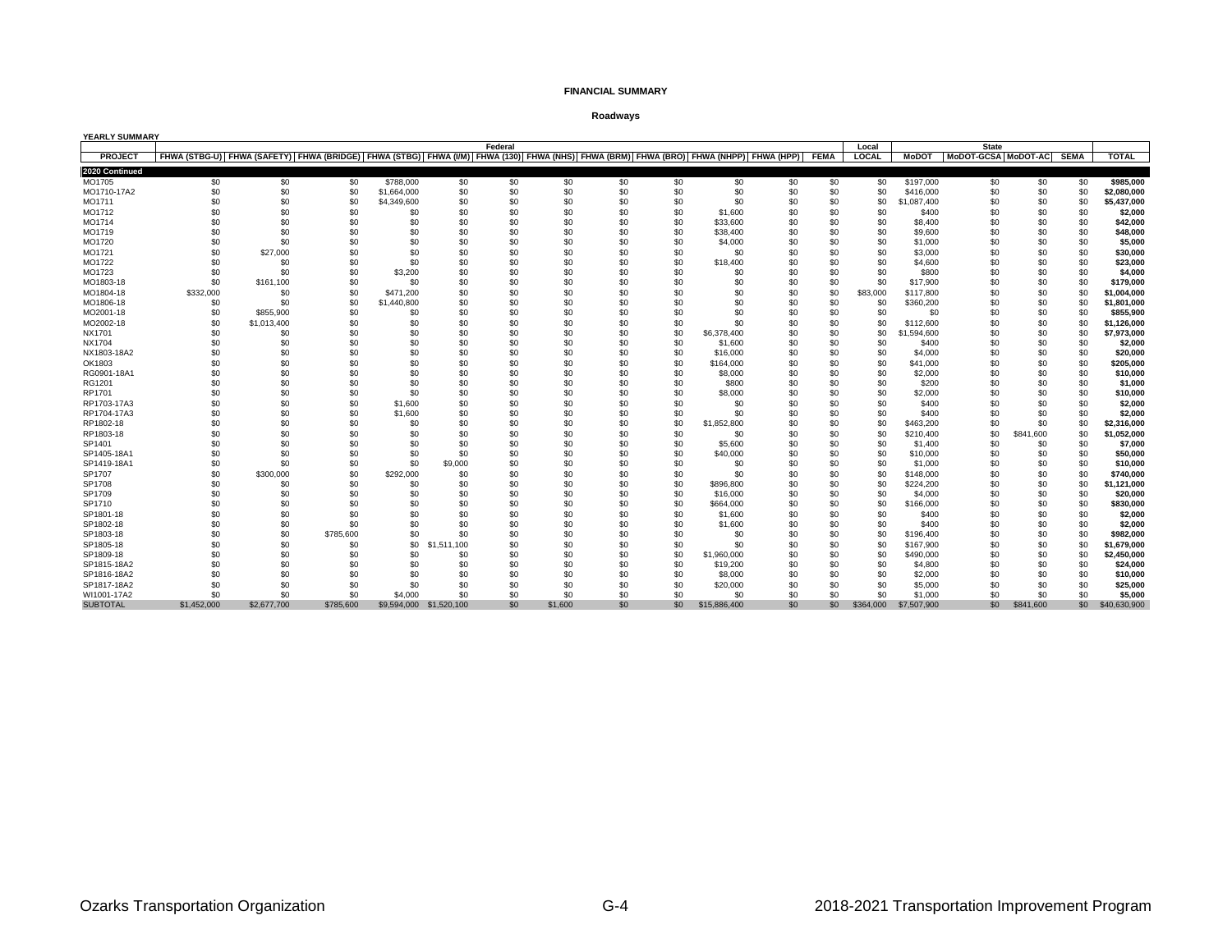**FINANCIAL SUMMARY**

**Roadways**

**YEARLY SUMMARY**

| | Federal | | | | | | | | | | | | Local | State | | | | |
|---|---|---|---|---|---|---|---|---|---|---|---|---|---|---|---|---|---|---|
| **PROJECT** | **FHWA (STBG-U)** | **FHWA (SAFETY)** | **FHWA (BRIDGE)** | **FHWA (STBG)** | **FHWA (I/M)** | **FHWA (130)** | **FHWA (NHS)** | **FHWA (BRM)** | **FHWA (BRO)** | **FHWA (NHPP)** | **FHWA (HPP)** | **FEMA** | **LOCAL** | **MoDOT** | **MoDOT-GCSA** | **MoDOT-AC** | **SEMA** | **TOTAL** |
| **2020 Continued** | | | | | | | | | | | | | | | | | | |
| MO1705 | $0 | $0 | $0 | $788,000 | $0 | $0 | $0 | $0 | $0 | $0 | $0 | $0 | $0 | $197,000 | $0 | $0 | $0 | **$985,000** |
| MO1710-17A2 | $0 | $0 | $0 | $1,664,000 | $0 | $0 | $0 | $0 | $0 | $0 | $0 | $0 | $0 | $416,000 | $0 | $0 | $0 | **$2,080,000** |
| MO1711 | $0 | $0 | $0 | $4,349,600 | $0 | $0 | $0 | $0 | $0 | $0 | $0 | $0 | $0 | $1,087,400 | $0 | $0 | $0 | **$5,437,000** |
| MO1712 | $0 | $0 | $0 | $0 | $0 | $0 | $0 | $0 | $0 | $1,600 | $0 | $0 | $0 | $400 | $0 | $0 | $0 | **$2,000** |
| MO1714 | $0 | $0 | $0 | $0 | $0 | $0 | $0 | $0 | $0 | $33,600 | $0 | $0 | $0 | $8,400 | $0 | $0 | $0 | **$42,000** |
| MO1719 | $0 | $0 | $0 | $0 | $0 | $0 | $0 | $0 | $0 | $38,400 | $0 | $0 | $0 | $9,600 | $0 | $0 | $0 | **$48,000** |
| MO1720 | $0 | $0 | $0 | $0 | $0 | $0 | $0 | $0 | $0 | $4,000 | $0 | $0 | $0 | $1,000 | $0 | $0 | $0 | **$5,000** |
| MO1721 | $0 | $27,000 | $0 | $0 | $0 | $0 | $0 | $0 | $0 | $0 | $0 | $0 | $0 | $3,000 | $0 | $0 | $0 | **$30,000** |
| MO1722 | $0 | $0 | $0 | $0 | $0 | $0 | $0 | $0 | $0 | $18,400 | $0 | $0 | $0 | $4,600 | $0 | $0 | $0 | **$23,000** |
| MO1723 | $0 | $0 | $0 | $3,200 | $0 | $0 | $0 | $0 | $0 | $0 | $0 | $0 | $0 | $800 | $0 | $0 | $0 | **$4,000** |
| MO1803-18 | $0 | $161,100 | $0 | $0 | $0 | $0 | $0 | $0 | $0 | $0 | $0 | $0 | $0 | $17,900 | $0 | $0 | $0 | **$179,000** |
| MO1804-18 | $332,000 | $0 | $0 | $471,200 | $0 | $0 | $0 | $0 | $0 | $0 | $0 | $0 | $83,000 | $117,800 | $0 | $0 | $0 | **$1,004,000** |
| MO1806-18 | $0 | $0 | $0 | $1,440,800 | $0 | $0 | $0 | $0 | $0 | $0 | $0 | $0 | $0 | $360,200 | $0 | $0 | $0 | **$1,801,000** |
| MO2001-18 | $0 | $855,900 | $0 | $0 | $0 | $0 | $0 | $0 | $0 | $0 | $0 | $0 | $0 | $0 | $0 | $0 | $0 | **$855,900** |
| MO2002-18 | $0 | $1,013,400 | $0 | $0 | $0 | $0 | $0 | $0 | $0 | $0 | $0 | $0 | $0 | $112,600 | $0 | $0 | $0 | **$1,126,000** |
| NX1701 | $0 | $0 | $0 | $0 | $0 | $0 | $0 | $0 | $0 | $6,378,400 | $0 | $0 | $0 | $1,594,600 | $0 | $0 | $0 | **$7,973,000** |
| NX1704 | $0 | $0 | $0 | $0 | $0 | $0 | $0 | $0 | $0 | $1,600 | $0 | $0 | $0 | $400 | $0 | $0 | $0 | **$2,000** |
| NX1803-18A2 | $0 | $0 | $0 | $0 | $0 | $0 | $0 | $0 | $0 | $16,000 | $0 | $0 | $0 | $4,000 | $0 | $0 | $0 | **$20,000** |
| OK1803 | $0 | $0 | $0 | $0 | $0 | $0 | $0 | $0 | $0 | $164,000 | $0 | $0 | $0 | $41,000 | $0 | $0 | $0 | **$205,000** |
| RG0901-18A1 | $0 | $0 | $0 | $0 | $0 | $0 | $0 | $0 | $0 | $8,000 | $0 | $0 | $0 | $2,000 | $0 | $0 | $0 | **$10,000** |
| RG1201 | $0 | $0 | $0 | $0 | $0 | $0 | $0 | $0 | $0 | $800 | $0 | $0 | $0 | $200 | $0 | $0 | $0 | **$1,000** |
| RP1701 | $0 | $0 | $0 | $0 | $0 | $0 | $0 | $0 | $0 | $8,000 | $0 | $0 | $0 | $2,000 | $0 | $0 | $0 | **$10,000** |
| RP1703-17A3 | $0 | $0 | $0 | $1,600 | $0 | $0 | $0 | $0 | $0 | $0 | $0 | $0 | $0 | $400 | $0 | $0 | $0 | **$2,000** |
| RP1704-17A3 | $0 | $0 | $0 | $1,600 | $0 | $0 | $0 | $0 | $0 | $0 | $0 | $0 | $0 | $400 | $0 | $0 | $0 | **$2,000** |
| RP1802-18 | $0 | $0 | $0 | $0 | $0 | $0 | $0 | $0 | $0 | $1,852,800 | $0 | $0 | $0 | $463,200 | $0 | $0 | $0 | **$2,316,000** |
| RP1803-18 | $0 | $0 | $0 | $0 | $0 | $0 | $0 | $0 | $0 | $0 | $0 | $0 | $0 | $210,400 | $0 | $841,600 | $0 | **$1,052,000** |
| SP1401 | $0 | $0 | $0 | $0 | $0 | $0 | $0 | $0 | $0 | $5,600 | $0 | $0 | $0 | $1,400 | $0 | $0 | $0 | **$7,000** |
| SP1405-18A1 | $0 | $0 | $0 | $0 | $0 | $0 | $0 | $0 | $0 | $40,000 | $0 | $0 | $0 | $10,000 | $0 | $0 | $0 | **$50,000** |
| SP1419-18A1 | $0 | $0 | $0 | $0 | $9,000 | $0 | $0 | $0 | $0 | $0 | $0 | $0 | $0 | $1,000 | $0 | $0 | $0 | **$10,000** |
| SP1707 | $0 | $300,000 | $0 | $292,000 | $0 | $0 | $0 | $0 | $0 | $0 | $0 | $0 | $0 | $148,000 | $0 | $0 | $0 | **$740,000** |
| SP1708 | $0 | $0 | $0 | $0 | $0 | $0 | $0 | $0 | $0 | $896,800 | $0 | $0 | $0 | $224,200 | $0 | $0 | $0 | **$1,121,000** |
| SP1709 | $0 | $0 | $0 | $0 | $0 | $0 | $0 | $0 | $0 | $16,000 | $0 | $0 | $0 | $4,000 | $0 | $0 | $0 | **$20,000** |
| SP1710 | $0 | $0 | $0 | $0 | $0 | $0 | $0 | $0 | $0 | $664,000 | $0 | $0 | $0 | $166,000 | $0 | $0 | $0 | **$830,000** |
| SP1801-18 | $0 | $0 | $0 | $0 | $0 | $0 | $0 | $0 | $0 | $1,600 | $0 | $0 | $0 | $400 | $0 | $0 | $0 | **$2,000** |
| SP1802-18 | $0 | $0 | $0 | $0 | $0 | $0 | $0 | $0 | $0 | $1,600 | $0 | $0 | $0 | $400 | $0 | $0 | $0 | **$2,000** |
| SP1803-18 | $0 | $0 | $785,600 | $0 | $0 | $0 | $0 | $0 | $0 | $0 | $0 | $0 | $0 | $196,400 | $0 | $0 | $0 | **$982,000** |
| SP1805-18 | $0 | $0 | $0 | $0 | $1,511,100 | $0 | $0 | $0 | $0 | $0 | $0 | $0 | $0 | $167,900 | $0 | $0 | $0 | **$1,679,000** |
| SP1809-18 | $0 | $0 | $0 | $0 | $0 | $0 | $0 | $0 | $0 | $1,960,000 | $0 | $0 | $0 | $490,000 | $0 | $0 | $0 | **$2,450,000** |
| SP1815-18A2 | $0 | $0 | $0 | $0 | $0 | $0 | $0 | $0 | $0 | $19,200 | $0 | $0 | $0 | $4,800 | $0 | $0 | $0 | **$24,000** |
| SP1816-18A2 | $0 | $0 | $0 | $0 | $0 | $0 | $0 | $0 | $0 | $8,000 | $0 | $0 | $0 | $2,000 | $0 | $0 | $0 | **$10,000** |
| SP1817-18A2 | $0 | $0 | $0 | $0 | $0 | $0 | $0 | $0 | $0 | $20,000 | $0 | $0 | $0 | $5,000 | $0 | $0 | $0 | **$25,000** |
| WI1001-17A2 | $0 | $0 | $0 | $4,000 | $0 | $0 | $0 | $0 | $0 | $0 | $0 | $0 | $0 | $1,000 | $0 | $0 | $0 | **$5,000** |
| SUBTOTAL | $1,452,000 | $2,677,700 | $785,600 | $9,594,000 | $1,520,100 | $0 | $1,600 | $0 | $0 | $15,886,400 | $0 | $0 | $364,000 | $7,507,900 | $0 | $841,600 | $0 | $40,630,900 |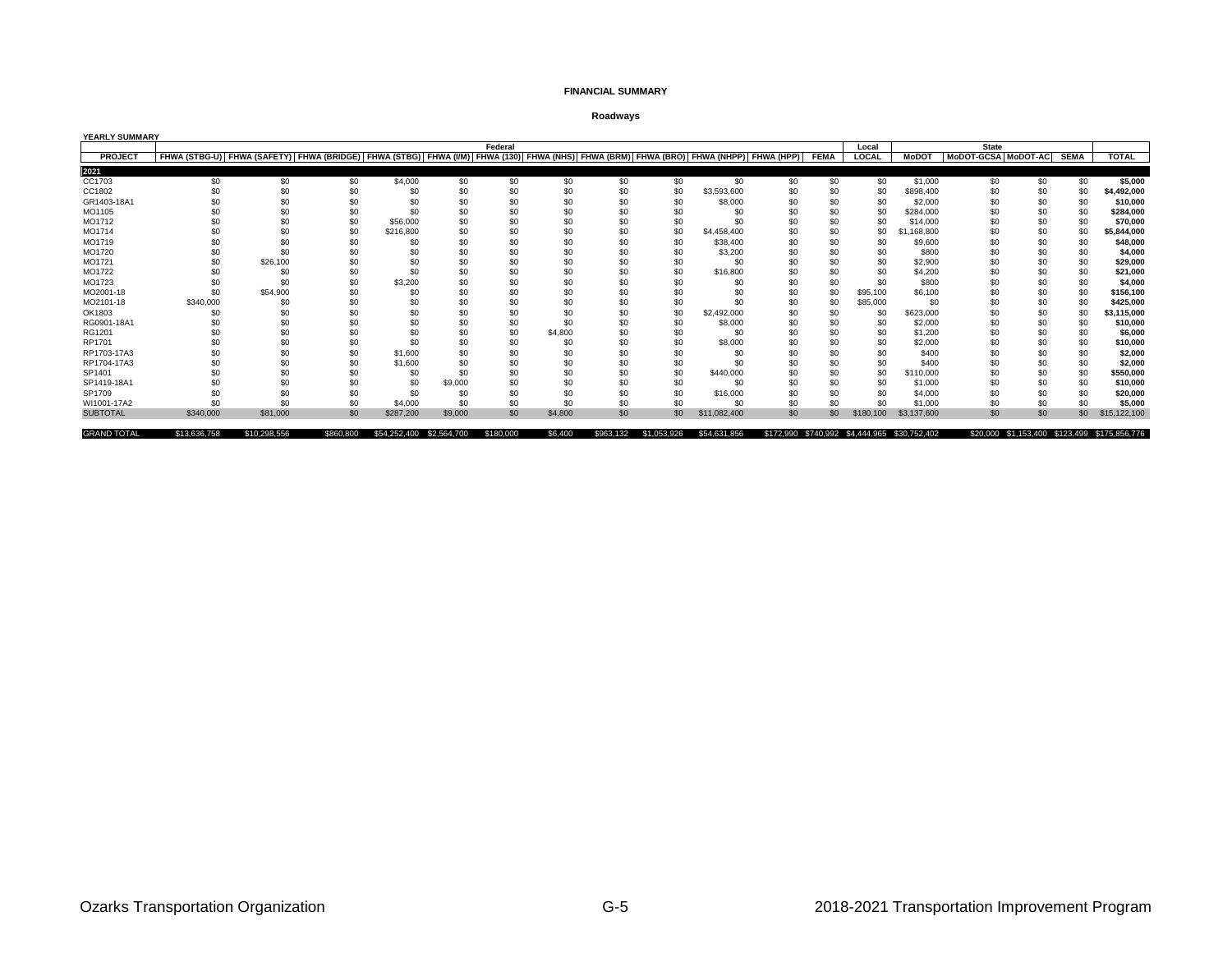# FINANCIAL SUMMARY

## Roadways

**YEARLY SUMMARY**

| | Federal | | | | | | | | | | | | Local | State | | | | |
|---|---|---|---|---|---|---|---|---|---|---|---|---|---|---|---|---|---|---|
| **PROJECT** | **FHWA (STBG-U)** | **FHWA (SAFETY)** | **FHWA (BRIDGE)** | **FHWA (STBG)** | **FHWA (I/M)** | **FHWA (130)** | **FHWA (NHS)** | **FHWA (BRM)** | **FHWA (BRO)** | **FHWA (NHPP)** | **FHWA (HPP)** | **FEMA** | **LOCAL** | **MoDOT** | **MoDOT-GCSA** | **MoDOT-AC** | **SEMA** | **TOTAL** |
| **2021** | | | | | | | | | | | | | | | | | | |
| CC1703 | $0 | $0 | $0 | $4,000 | $0 | $0 | $0 | $0 | $0 | $0 | $0 | $0 | $0 | $1,000 | $0 | $0 | $0 | **$5,000** |
| CC1802 | $0 | $0 | $0 | $0 | $0 | $0 | $0 | $0 | $0 | $3,593,600 | $0 | $0 | $0 | $898,400 | $0 | $0 | $0 | **$4,492,000** |
| GR1403-18A1 | $0 | $0 | $0 | $0 | $0 | $0 | $0 | $0 | $0 | $8,000 | $0 | $0 | $0 | $2,000 | $0 | $0 | $0 | **$10,000** |
| MO1105 | $0 | $0 | $0 | $0 | $0 | $0 | $0 | $0 | $0 | $0 | $0 | $0 | $0 | $284,000 | $0 | $0 | $0 | **$284,000** |
| MO1712 | $0 | $0 | $0 | $56,000 | $0 | $0 | $0 | $0 | $0 | $0 | $0 | $0 | $0 | $14,000 | $0 | $0 | $0 | **$70,000** |
| MO1714 | $0 | $0 | $0 | $216,800 | $0 | $0 | $0 | $0 | $0 | $4,458,400 | $0 | $0 | $0 | $1,168,800 | $0 | $0 | $0 | **$5,844,000** |
| MO1719 | $0 | $0 | $0 | $0 | $0 | $0 | $0 | $0 | $0 | $38,400 | $0 | $0 | $0 | $9,600 | $0 | $0 | $0 | **$48,000** |
| MO1720 | $0 | $0 | $0 | $0 | $0 | $0 | $0 | $0 | $0 | $3,200 | $0 | $0 | $0 | $800 | $0 | $0 | $0 | **$4,000** |
| MO1721 | $0 | $26,100 | $0 | $0 | $0 | $0 | $0 | $0 | $0 | $0 | $0 | $0 | $0 | $2,900 | $0 | $0 | $0 | **$29,000** |
| MO1722 | $0 | $0 | $0 | $0 | $0 | $0 | $0 | $0 | $0 | $16,800 | $0 | $0 | $0 | $4,200 | $0 | $0 | $0 | **$21,000** |
| MO1723 | $0 | $0 | $0 | $3,200 | $0 | $0 | $0 | $0 | $0 | $0 | $0 | $0 | $0 | $800 | $0 | $0 | $0 | **$4,000** |
| MO2001-18 | $0 | $54,900 | $0 | $0 | $0 | $0 | $0 | $0 | $0 | $0 | $0 | $0 | $95,100 | $6,100 | $0 | $0 | $0 | **$156,100** |
| MO2101-18 | $340,000 | $0 | $0 | $0 | $0 | $0 | $0 | $0 | $0 | $0 | $0 | $0 | $85,000 | $0 | $0 | $0 | $0 | **$425,000** |
| OK1803 | $0 | $0 | $0 | $0 | $0 | $0 | $0 | $0 | $0 | $2,492,000 | $0 | $0 | $0 | $623,000 | $0 | $0 | $0 | **$3,115,000** |
| RG0901-18A1 | $0 | $0 | $0 | $0 | $0 | $0 | $0 | $0 | $0 | $8,000 | $0 | $0 | $0 | $2,000 | $0 | $0 | $0 | **$10,000** |
| RG1201 | $0 | $0 | $0 | $0 | $0 | $0 | $4,800 | $0 | $0 | $0 | $0 | $0 | $0 | $1,200 | $0 | $0 | $0 | **$6,000** |
| RP1701 | $0 | $0 | $0 | $0 | $0 | $0 | $0 | $0 | $0 | $8,000 | $0 | $0 | $0 | $2,000 | $0 | $0 | $0 | **$10,000** |
| RP1703-17A3 | $0 | $0 | $0 | $1,600 | $0 | $0 | $0 | $0 | $0 | $0 | $0 | $0 | $0 | $400 | $0 | $0 | $0 | **$2,000** |
| RP1704-17A3 | $0 | $0 | $0 | $1,600 | $0 | $0 | $0 | $0 | $0 | $0 | $0 | $0 | $0 | $400 | $0 | $0 | $0 | **$2,000** |
| SP1401 | $0 | $0 | $0 | $0 | $0 | $0 | $0 | $0 | $0 | $440,000 | $0 | $0 | $0 | $110,000 | $0 | $0 | $0 | **$550,000** |
| SP1419-18A1 | $0 | $0 | $0 | $0 | $9,000 | $0 | $0 | $0 | $0 | $0 | $0 | $0 | $0 | $1,000 | $0 | $0 | $0 | **$10,000** |
| SP1709 | $0 | $0 | $0 | $0 | $0 | $0 | $0 | $0 | $0 | $16,000 | $0 | $0 | $0 | $4,000 | $0 | $0 | $0 | **$20,000** |
| WI1001-17A2 | $0 | $0 | $0 | $4,000 | $0 | $0 | $0 | $0 | $0 | $0 | $0 | $0 | $0 | $1,000 | $0 | $0 | $0 | **$5,000** |
| SUBTOTAL | $340,000 | $81,000 | $0 | $287,200 | $9,000 | $0 | $4,800 | $0 | $0 | $11,082,400 | $0 | $0 | $180,100 | $3,137,600 | $0 | $0 | $0 | $15,122,100 |
| GRAND TOTAL | $13,636,758 | $10,298,556 | $860,800 | $54,252,400 | $2,564,700 | $180,000 | $6,400 | $963,132 | $1,053,926 | $54,631,856 | $172,990 | $740,992 | $4,444,965 | $30,752,402 | $20,000 | $1,153,400 | $123,499 | $175,856,776 |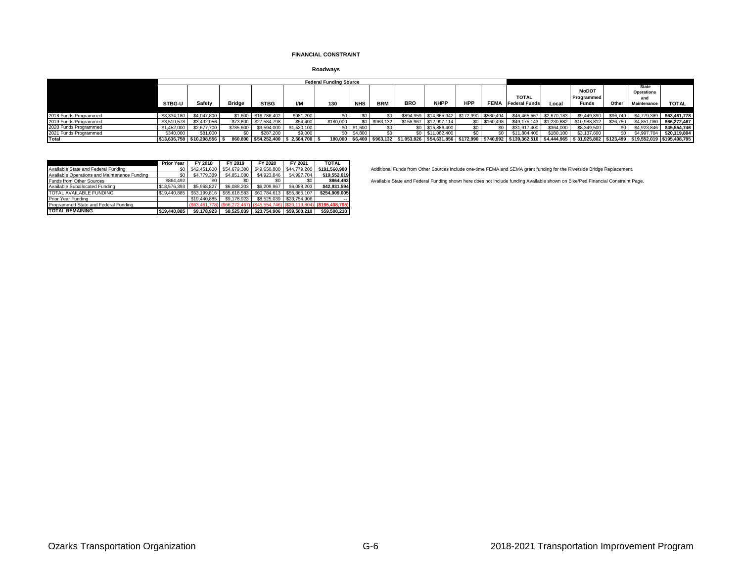# FINANCIAL CONSTRAINT

## Roadways

| | Federal Funding Source | | | | | | | | | | | | | | | | | |
|---|---|---|---|---|---|---|---|---|---|---|---|---|---|---|---|---|---|---|
| | STBG-U | Safety | Bridge | STBG | I/M | 130 | NHS | BRM | BRO | NHPP | HPP | FEMA | TOTAL Federal Funds | Local | MoDOT Programmed Funds | Other | State Operations and Maintenance | TOTAL |
| 2018 Funds Programmed | $8,334,180 | $4,047,800 | $1,600 | $16,786,402 | $981,200 | $0 | $0 | $0 | $894,959 | $14,665,942 | $172,990 | $580,494 | $46,465,567 | $2,670,183 | $9,449,890 | $96,749 | $4,779,389 | $63,461,778 |
| 2019 Funds Programmed | $3,510,578 | $3,492,056 | $73,600 | $27,584,798 | $54,400 | $180,000 | $0 | $963,132 | $158,967 | $12,997,114 | $0 | $160,498 | $49,175,143 | $1,230,682 | $10,988,812 | $26,750 | $4,851,080 | $66,272,467 |
| 2020 Funds Programmed | $1,452,000 | $2,677,700 | $785,600 | $9,594,000 | $1,520,100 | $0 | $1,600 | $0 | $0 | $15,886,400 | $0 | $0 | $31,917,400 | $364,000 | $8,349,500 | $0 | $4,923,846 | $45,554,746 |
| 2021 Funds Programmed | $340,000 | $81,000 | $0 | $287,200 | $9,000 | $0 | $4,800 | $0 | $0 | $11,082,400 | $0 | $0 | $11,804,400 | $180,100 | $3,137,600 | $0 | $4,997,704 | $20,119,804 |
| **Total** | **$13,636,758** | **$10,298,556** | **$ 860,800** | **$54,252,400** | **$ 2,564,700** | **$ 180,000** | **$6,400** | **$963,132** | **$1,053,926** | **$54,631,856** | **$172,990** | **$740,992** | **$139,362,510** | **$4,444,965** | **$ 31,925,802** | **$123,499** | **$19,552,019** | **$195,408,795** |

| | Prior Year | FY 2018 | FY 2019 | FY 2020 | FY 2021 | TOTAL |
|---|---|---|---|---|---|---|
| Available State and Federal Funding | $0 | $42,451,600 | $54,679,300 | $49,650,800 | $44,779,200 | $191,560,900 |
| Available Operations and Maintenance Funding | $0 | $4,779,389 | $4,851,080 | $4,923,846 | $4,997,704 | $19,552,019 |
| Funds from Other Sources | $864,492 | $0 | $0 | $0 | $0 | $864,492 |
| Available Suballocated Funding | $18,576,393 | $5,968,827 | $6,088,203 | $6,209,967 | $6,088,203 | $42,931,594 |
| TOTAL AVAILABLE FUNDING | $19,440,885 | $53,199,816 | $65,618,583 | $60,784,613 | $55,865,107 | $254,909,005 |
| Prior Year Funding | | $19,440,885 | $9,178,923 | $8,525,039 | $23,754,906 | -- |
| Programmed State and Federal Funding | | ($63,461,778) | ($66,272,467) | ($45,554,746) | ($20,119,804) | ($195,408,795) |
| **TOTAL REMAINING** | **$19,440,885** | **$9,178,923** | **$8,525,039** | **$23,754,906** | **$59,500,210** | **$59,500,210** |

Additional Funds from Other Sources include one-time FEMA and SEMA grant funding for the Riverside Bridge Replacement.

Available State and Federal Funding shown here does not include funding Available shown on Bike/Ped Financial Constraint Page.